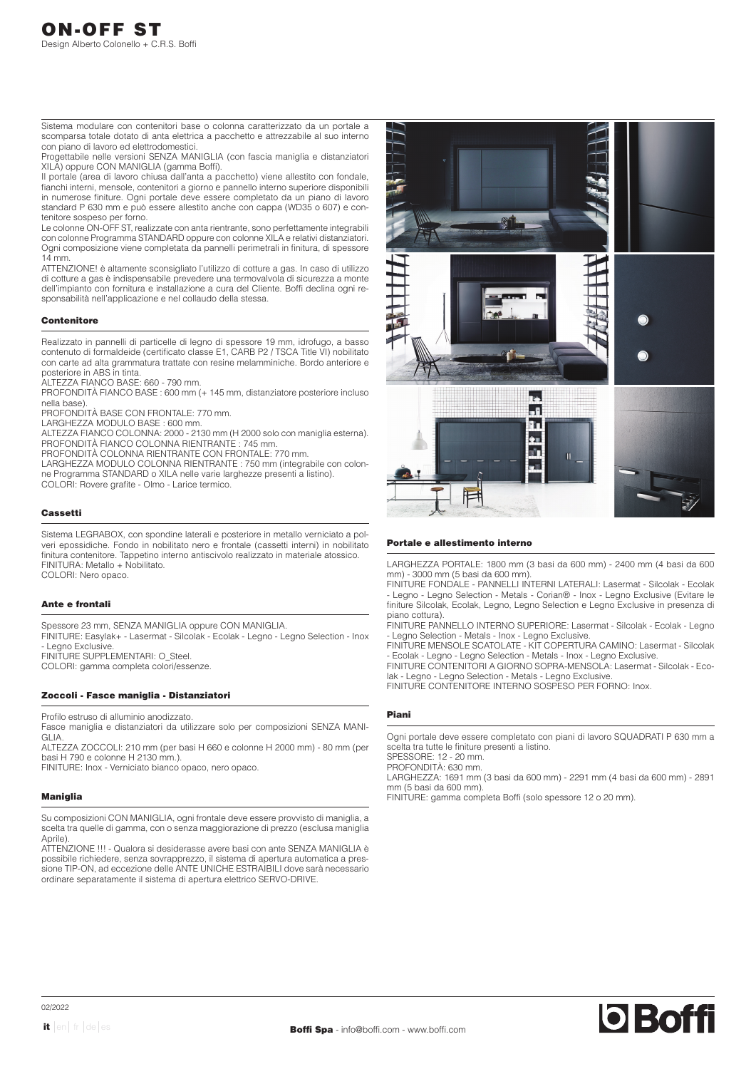# ON-OFF ST

Design Alberto Colonello + C.R.S. Boffi

Sistema modulare con contenitori base o colonna caratterizzato da un portale a scomparsa totale dotato di anta elettrica a pacchetto e attrezzabile al suo interno con piano di lavoro ed elettrodomestici.

Progettabile nelle versioni SENZA MANIGLIA (con fascia maniglia e distanziatori XILA) oppure CON MANIGLIA (gamma Boffi).

Il portale (area di lavoro chiusa dall'anta a pacchetto) viene allestito con fondale, fianchi interni, mensole, contenitori a giorno e pannello interno superiore disponibili in numerose finiture. Ogni portale deve essere completato da un piano di lavoro standard P 630 mm e può essere allestito anche con cappa (WD35 o 607) e contenitore sospeso per forno.

Le colonne ON-OFF ST, realizzate con anta rientrante, sono perfettamente integrabili con colonne Programma STANDARD oppure con colonne XILA e relativi distanziatori. Ogni composizione viene completata da pannelli perimetrali in finitura, di spessore 14 mm.

ATTENZIONE! è altamente sconsigliato l'utilizzo di cotture a gas. In caso di utilizzo di cotture a gas è indispensabile prevedere una termovalvola di sicurezza a monte dell'impianto con fornitura e installazione a cura del Cliente. Boffi declina ogni responsabilità nell'applicazione e nel collaudo della stessa.

## Contenitore

Realizzato in pannelli di particelle di legno di spessore 19 mm, idrofugo, a basso contenuto di formaldeide (certificato classe E1, CARB P2 / TSCA Title VI) nobilitato con carte ad alta grammatura trattate con resine melamminiche. Bordo anteriore e posteriore in ABS in tinta.

ALTEZZA FIANCO BASE: 660 - 790 mm.

PROFONDITÀ FIANCO BASE : 600 mm (+ 145 mm, distanziatore posteriore incluso nella base).

PROFONDITÀ BASE CON FRONTALE: 770 mm.

LARGHEZZA MODULO BASE : 600 mm.

ALTEZZA FIANCO COLONNA: 2000 - 2130 mm (H 2000 solo con maniglia esterna).

PROFONDITÀ FIANCO COLONNA RIENTRANTE : 745 mm.

PROFONDITÀ COLONNA RIENTRANTE CON FRONTALE: 770 mm.

LARGHEZZA MODULO COLONNA RIENTRANTE : 750 mm (integrabile con colonne Programma STANDARD o XILA nelle varie larghezze presenti a listino).

COLORI: Rovere grafite - Olmo - Larice termico.

## Cassetti

Sistema LEGRABOX, con spondine laterali e posteriore in metallo verniciato a polveri epossidiche. Fondo in nobilitato nero e frontale (cassetti interni) in nobilitato finitura contenitore. Tappetino interno antiscivolo realizzato in materiale atossico.

FINITURA: Metallo + Nobilitato.

COLORI: Nero opaco.

## Ante e frontali

Spessore 23 mm, SENZA MANIGLIA oppure CON MANIGLIA.

FINITURE: Easylak+ - Lasermat - Silcolak - Ecolak - Legno - Legno Selection - Inox - Legno Exclusive.

FINITURE SUPPLEMENTARI: O_Steel.

COLORI: gamma completa colori/essenze.

## Zoccoli - Fasce maniglia - Distanziatori

Profilo estruso di alluminio anodizzato.

Fasce maniglia e distanziatori da utilizzare solo per composizioni SENZA MANIGLIA.

ALTEZZA ZOCCOLI: 210 mm (per basi H 660 e colonne H 2000 mm) - 80 mm (per basi H 790 e colonne H 2130 mm.).

FINITURE: Inox - Verniciato bianco opaco, nero opaco.

## Maniglia

Su composizioni CON MANIGLIA, ogni frontale deve essere provvisto di maniglia, a scelta tra quelle di gamma, con o senza maggiorazione di prezzo (esclusa maniglia Aprile).

ATTENZIONE !!! - Qualora si desiderasse avere basi con ante SENZA MANIGLIA è possibile richiedere, senza sovrapprezzo, il sistema di apertura automatica a pressione TIP-ON, ad eccezione delle ANTE UNICHE ESTRAIBILI dove sarà necessario ordinare separatamente il sistema di apertura elettrico SERVO-DRIVE.

## Portale e allestimento interno

LARGHEZZA PORTALE: 1800 mm (3 basi da 600 mm) - 2400 mm (4 basi da 600 mm) - 3000 mm (5 basi da 600 mm).

FINITURE FONDALE - PANNELLI INTERNI LATERALI: Lasermat - Silcolak - Ecolak - Legno - Legno Selection - Metals - Corian® - Inox - Legno Exclusive (Evitare le finiture Silcolak, Ecolak, Legno, Legno Selection e Legno Exclusive in presenza di piano cottura).

FINITURE PANNELLO INTERNO SUPERIORE: Lasermat - Silcolak - Ecolak - Legno - Legno Selection - Metals - Inox - Legno Exclusive.

FINITURE MENSOLE SCATOLATE - KIT COPERTURA CAMINO: Lasermat - Silcolak - Ecolak - Legno - Legno Selection - Metals - Inox - Legno Exclusive.

FINITURE CONTENITORI A GIORNO SOPRA-MENSOLA: Lasermat - Silcolak - Ecolak - Legno - Legno Selection - Metals - Legno Exclusive.

FINITURE CONTENITORE INTERNO SOSPESO PER FORNO: Inox.

## Piani

Ogni portale deve essere completato con piani di lavoro SQUADRATI P 630 mm a scelta tra tutte le finiture presenti a listino.

SPESSORE: 12 - 20 mm.

PROFONDITÀ: 630 mm.

LARGHEZZA: 1691 mm (3 basi da 600 mm) - 2291 mm (4 basi da 600 mm) - 2891 mm (5 basi da 600 mm).

FINITURE: gamma completa Boffi (solo spessore 12 o 20 mm).

02/2022

**Boffi Spa** - info@boffi.com - www.boffi.com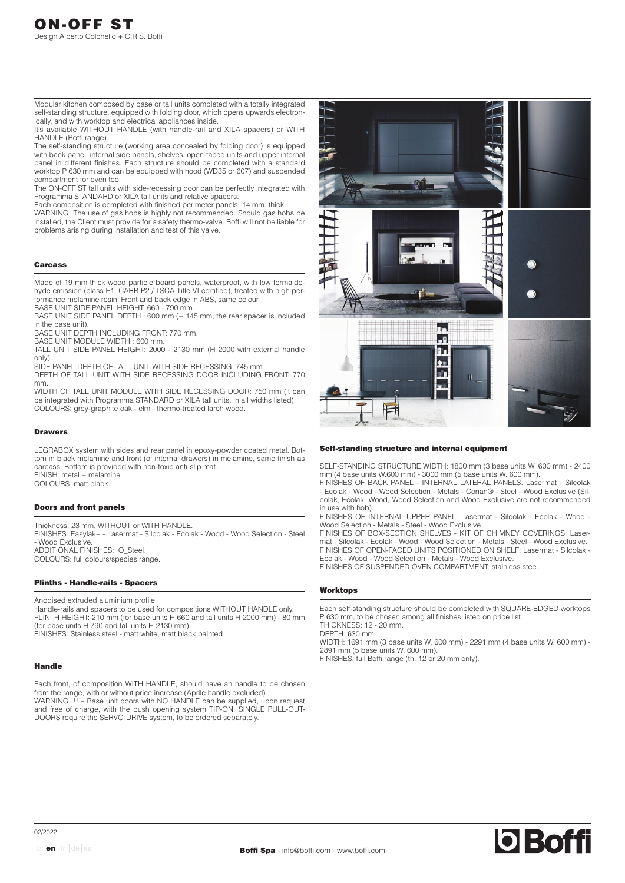# ON-OFF ST

Design Alberto Colonello + C.R.S. Boffi

Modular kitchen composed by base or tall units completed with a totally integrated self-standing structure, equipped with folding door, which opens upwards electronically, and with worktop and electrical appliances inside.
It's available WITHOUT HANDLE (with handle-rail and XILA spacers) or WITH HANDLE (Boffi range).
The self-standing structure (working area concealed by folding door) is equipped with back panel, internal side panels, shelves, open-faced units and upper internal panel in different finishes. Each structure should be completed with a standard worktop P 630 mm and can be equipped with hood (WD35 or 607) and suspended compartment for oven too.
The ON-OFF ST tall units with side-recessing door can be perfectly integrated with Programma STANDARD or XILA tall units and relative spacers.
Each composition is completed with finished perimeter panels, 14 mm. thick.
WARNING! The use of gas hobs is highly not recommended. Should gas hobs be installed, the Client must provide for a safety thermo-valve. Boffi will not be liable for problems arising during installation and test of this valve.

## Carcass

Made of 19 mm thick wood particle board panels, waterproof, with low formaldehyde emission (class E1, CARB P2 / TSCA Title VI certified), treated with high performance melamine resin. Front and back edge in ABS, same colour.
BASE UNIT SIDE PANEL HEIGHT: 660 - 790 mm.
BASE UNIT SIDE PANEL DEPTH : 600 mm (+ 145 mm, the rear spacer is included in the base unit).
BASE UNIT DEPTH INCLUDING FRONT: 770 mm.
BASE UNIT MODULE WIDTH : 600 mm.
TALL UNIT SIDE PANEL HEIGHT: 2000 - 2130 mm (H 2000 with external handle only).
SIDE PANEL DEPTH OF TALL UNIT WITH SIDE RECESSING: 745 mm.
DEPTH OF TALL UNIT WITH SIDE RECESSING DOOR INCLUDING FRONT: 770 mm.
WIDTH OF TALL UNIT MODULE WITH SIDE RECESSING DOOR: 750 mm (it can be integrated with Programma STANDARD or XILA tall units, in all widths listed).
COLOURS: grey-graphite oak - elm - thermo-treated larch wood.

## Drawers

LEGRABOX system with sides and rear panel in epoxy-powder coated metal. Bottom in black melamine and front (of internal drawers) in melamine, same finish as carcass. Bottom is provided with non-toxic anti-slip mat.
FINISH: metal + melamine.
COLOURS: matt black.

## Doors and front panels

Thickness: 23 mm, WITHOUT or WITH HANDLE.
FINISHES: Easylak+ - Lasermat - Silcolak - Ecolak - Wood - Wood Selection - Steel - Wood Exclusive.
ADDITIONAL FINISHES: O_Steel.
COLOURS: full colours/species range.

## Plinths - Handle-rails - Spacers

Anodised extruded aluminium profile.
Handle-rails and spacers to be used for compositions WITHOUT HANDLE only.
PLINTH HEIGHT: 210 mm (for base units H 660 and tall units H 2000 mm) - 80 mm (for base units H 790 and tall units H 2130 mm).
FINISHES: Stainless steel - matt white, matt black painted

## Handle

Each front, of composition WITH HANDLE, should have an handle to be chosen from the range, with or without price increase (Aprile handle excluded).
WARNING !!! – Base unit doors with NO HANDLE can be supplied, upon request and free of charge, with the push opening system TIP-ON. SINGLE PULL-OUT-DOORS require the SERVO-DRIVE system, to be ordered separately.

## Self-standing structure and internal equipment

SELF-STANDING STRUCTURE WIDTH: 1800 mm (3 base units W. 600 mm) - 2400 mm (4 base units W.600 mm) - 3000 mm (5 base units W. 600 mm).
FINISHES OF BACK PANEL - INTERNAL LATERAL PANELS: Lasermat - Silcolak - Ecolak - Wood - Wood Selection - Metals - Corian® - Steel - Wood Exclusive (Silcolak, Ecolak, Wood, Wood Selection and Wood Exclusive are not recommended in use with hob).
FINISHES OF INTERNAL UPPER PANEL: Lasermat - Silcolak - Ecolak - Wood - Wood Selection - Metals - Steel - Wood Exclusive.
FINISHES OF BOX-SECTION SHELVES - KIT OF CHIMNEY COVERINGS: Lasermat - Silcolak - Ecolak - Wood - Wood Selection - Metals - Steel - Wood Exclusive.
FINISHES OF OPEN-FACED UNITS POSITIONED ON SHELF: Lasermat - Silcolak - Ecolak - Wood - Wood Selection - Metals - Wood Exclusive.
FINISHES OF SUSPENDED OVEN COMPARTMENT: stainless steel.

## Worktops

Each self-standing structure should be completed with SQUARE-EDGED worktops P 630 mm, to be chosen among all finishes listed on price list.
THICKNESS: 12 - 20 mm.
DEPTH: 630 mm.
WIDTH: 1691 mm (3 base units W. 600 mm) - 2291 mm (4 base units W. 600 mm) - 2891 mm (5 base units W. 600 mm).
FINISHES: full Boffi range (th. 12 or 20 mm only).

02/2022

Boffi Spa - info@boffi.com - www.boffi.com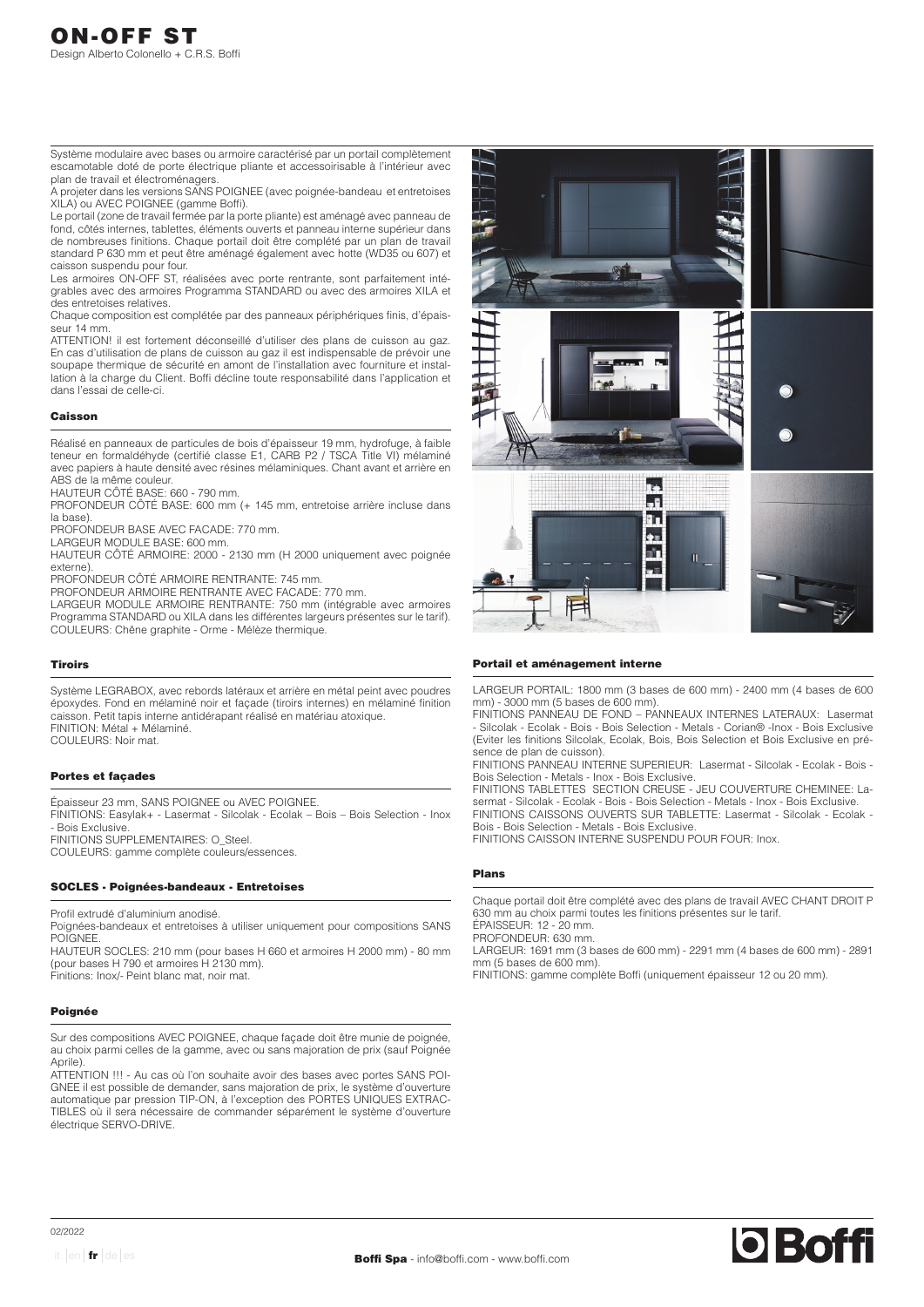# ON-OFF ST

Design Alberto Colonello + C.R.S. Boffi

Système modulaire avec bases ou armoire caractérisé par un portail complètement escamotable doté de porte électrique pliante et accessoirisable à l'intérieur avec plan de travail et électroménagers.

A projeter dans les versions SANS POIGNEE (avec poignée-bandeau et entretoises XILA) ou AVEC POIGNEE (gamme Boffi).

Le portail (zone de travail fermée par la porte pliante) est aménagé avec panneau de fond, côtés internes, tablettes, éléments ouverts et panneau interne supérieur dans de nombreuses finitions. Chaque portail doit être complété par un plan de travail standard P 630 mm et peut être aménagé également avec hotte (WD35 ou 607) et caisson suspendu pour four.

Les armoires ON-OFF ST, réalisées avec porte rentrante, sont parfaitement intégrables avec des armoires Programma STANDARD ou avec des armoires XILA et des entretoises relatives.

Chaque composition est complétée par des panneaux périphériques finis, d'épaisseur 14 mm.

ATTENTION! il est fortement déconseillé d'utiliser des plans de cuisson au gaz. En cas d'utilisation de plans de cuisson au gaz il est indispensable de prévoir une soupape thermique de sécurité en amont de l'installation avec fourniture et installation à la charge du Client. Boffi décline toute responsabilité dans l'application et dans l'essai de celle-ci.

### Caisson

Réalisé en panneaux de particules de bois d'épaisseur 19 mm, hydrofuge, à faible teneur en formaldéhyde (certifié classe E1, CARB P2 / TSCA Title VI) mélaminé avec papiers à haute densité avec résines mélaminiques. Chant avant et arrière en ABS de la même couleur.

HAUTEUR CÔTÉ BASE: 660 - 790 mm.

PROFONDEUR CÔTÉ BASE: 600 mm (+ 145 mm, entretoise arrière incluse dans la base).

PROFONDEUR BASE AVEC FACADE: 770 mm.

LARGEUR MODULE BASE: 600 mm.

HAUTEUR CÔTÉ ARMOIRE: 2000 - 2130 mm (H 2000 uniquement avec poignée externe).

PROFONDEUR CÔTÉ ARMOIRE RENTRANTE: 745 mm.

PROFONDEUR ARMOIRE RENTRANTE AVEC FACADE: 770 mm.

LARGEUR MODULE ARMOIRE RENTRANTE: 750 mm (intégrable avec armoires Programma STANDARD ou XILA dans les différentes largeurs présentes sur le tarif).

COULEURS: Chêne graphite - Orme - Mélèze thermique.

### Tiroirs

Système LEGRABOX, avec rebords latéraux et arrière en métal peint avec poudres époxydes. Fond en mélaminé noir et façade (tiroirs internes) en mélaminé finition caisson. Petit tapis interne antidérapant réalisé en matériau atoxique.

FINITION: Métal + Mélaminé.

COULEURS: Noir mat.

### Portes et façades

Épaisseur 23 mm, SANS POIGNEE ou AVEC POIGNEE.

FINITIONS: Easylak+ - Lasermat - Silcolak - Ecolak – Bois – Bois Selection - Inox - Bois Exclusive.

FINITIONS SUPPLEMENTAIRES: O_Steel.

COULEURS: gamme complète couleurs/essences.

### SOCLES - Poignées-bandeaux - Entretoises

Profil extrudé d'aluminium anodisé.

Poignées-bandeaux et entretoises à utiliser uniquement pour compositions SANS POIGNEE.

HAUTEUR SOCLES: 210 mm (pour bases H 660 et armoires H 2000 mm) - 80 mm (pour bases H 790 et armoires H 2130 mm).

Finitions: Inox/- Peint blanc mat, noir mat.

### Poignée

Sur des compositions AVEC POIGNEE, chaque façade doit être munie de poignée, au choix parmi celles de la gamme, avec ou sans majoration de prix (sauf Poignée Aprile).

ATTENTION !!! - Au cas où l'on souhaite avoir des bases avec portes SANS POIGNEE il est possible de demander, sans majoration de prix, le système d'ouverture automatique par pression TIP-ON, à l'exception des PORTES UNIQUES EXTRACTIBLES où il sera nécessaire de commander séparément le système d'ouverture électrique SERVO-DRIVE.

### Portail et aménagement interne

LARGEUR PORTAIL: 1800 mm (3 bases de 600 mm) - 2400 mm (4 bases de 600 mm) - 3000 mm (5 bases de 600 mm).

FINITIONS PANNEAU DE FOND – PANNEAUX INTERNES LATERAUX: Lasermat - Silcolak - Ecolak - Bois - Bois Selection - Metals - Corian® -Inox - Bois Exclusive (Eviter les finitions Silcolak, Ecolak, Bois, Bois Selection et Bois Exclusive en présence de plan de cuisson).

FINITIONS PANNEAU INTERNE SUPERIEUR: Lasermat - Silcolak - Ecolak - Bois - Bois Selection - Metals - Inox - Bois Exclusive.

FINITIONS TABLETTES SECTION CREUSE - JEU COUVERTURE CHEMINEE: Lasermat - Silcolak - Ecolak - Bois - Bois Selection - Metals - Inox - Bois Exclusive.

FINITIONS CAISSONS OUVERTS SUR TABLETTE: Lasermat - Silcolak - Ecolak - Bois - Bois Selection - Metals - Bois Exclusive.

FINITIONS CAISSON INTERNE SUSPENDU POUR FOUR: Inox.

### Plans

Chaque portail doit être complété avec des plans de travail AVEC CHANT DROIT P 630 mm au choix parmi toutes les finitions présentes sur le tarif.

ÉPAISSEUR: 12 - 20 mm.

PROFONDEUR: 630 mm.

LARGEUR: 1691 mm (3 bases de 600 mm) - 2291 mm (4 bases de 600 mm) - 2891 mm (5 bases de 600 mm).

FINITIONS: gamme complète Boffi (uniquement épaisseur 12 ou 20 mm).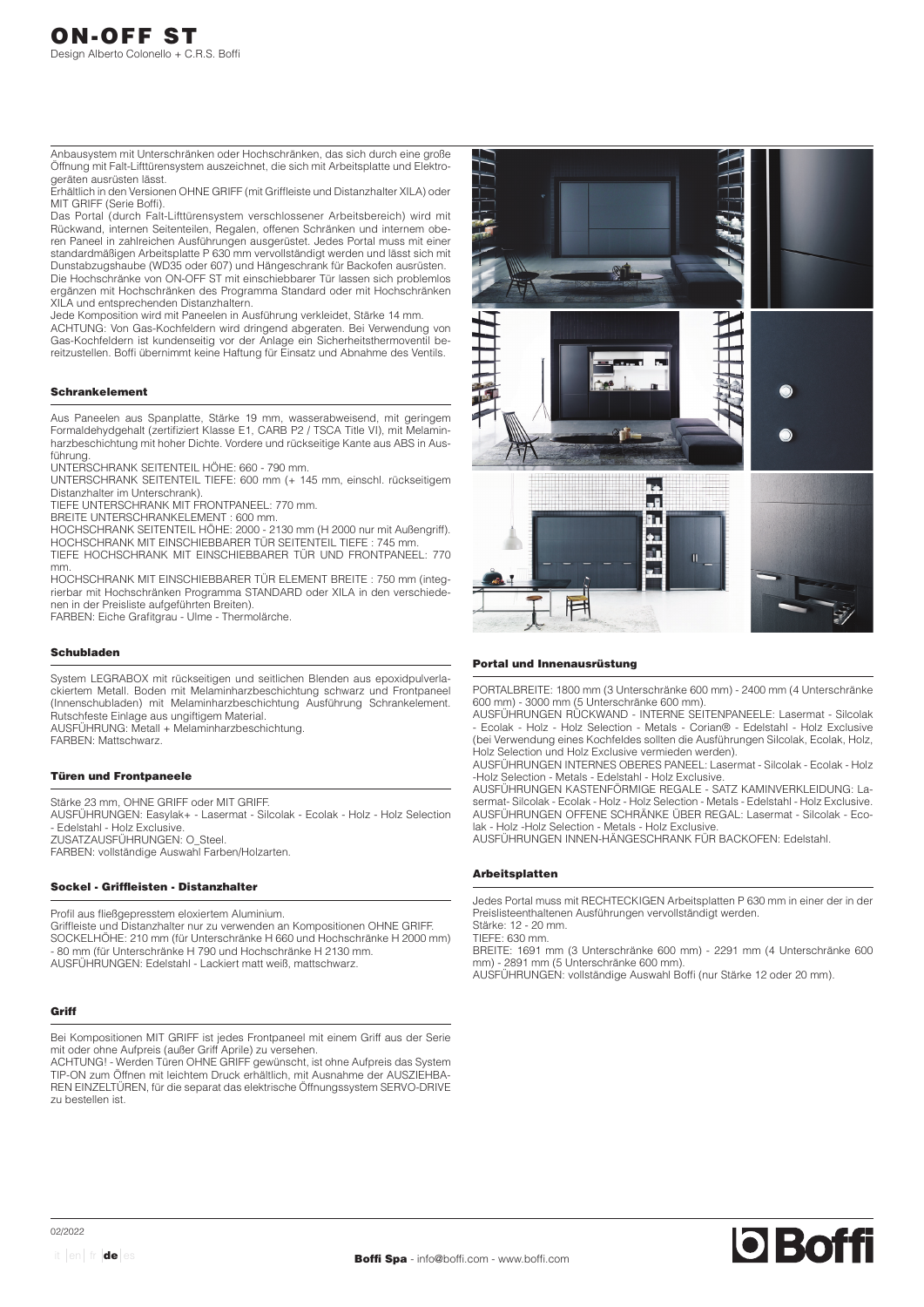# ON-OFF ST

Design Alberto Colonello + C.R.S. Boffi

Anbausystem mit Unterschränken oder Hochschränken, das sich durch eine große Öffnung mit Falt-Lifttürensystem auszeichnet, die sich mit Arbeitsplatte und Elektrogeräten ausrüsten lässt.

Erhältlich in den Versionen OHNE GRIFF (mit Griffleiste und Distanzhalter XILA) oder MIT GRIFF (Serie Boffi).

Das Portal (durch Falt-Lifttürensystem verschlossener Arbeitsbereich) wird mit Rückwand, internen Seitenteilen, Regalen, offenen Schränken und internem oberen Paneel in zahlreichen Ausführungen ausgerüstet. Jedes Portal muss mit einer standardmäßigen Arbeitsplatte P 630 mm vervollständigt werden und lässt sich mit Dunstabzugshaube (WD35 oder 607) und Hängeschrank für Backofen ausrüsten.

Die Hochschränke von ON-OFF ST mit einschiebbarer Tür lassen sich problemlos ergänzen mit Hochschränken des Programma Standard oder mit Hochschränken XILA und entsprechenden Distanzhaltern.

Jede Komposition wird mit Paneelen in Ausführung verkleidet, Stärke 14 mm.

ACHTUNG: Von Gas-Kochfeldern wird dringend abgeraten. Bei Verwendung von Gas-Kochfeldern ist kundenseitig vor der Anlage ein Sicherheitsthermoventil bereitzustellen. Boffi übernimmt keine Haftung für Einsatz und Abnahme des Ventils.

## Schrankelement

Aus Paneelen aus Spanplatte, Stärke 19 mm, wasserabweisend, mit geringem Formaldehydgehalt (zertifiziert Klasse E1, CARB P2 / TSCA Title VI), mit Melaminharzbeschichtung mit hoher Dichte. Vordere und rückseitige Kante aus ABS in Ausführung.

UNTERSCHRANK SEITENTEIL HÖHE: 660 - 790 mm.

UNTERSCHRANK SEITENTEIL TIEFE: 600 mm (+ 145 mm, einschl. rückseitigem Distanzhalter im Unterschrank).

TIEFE UNTERSCHRANK MIT FRONTPANEEL: 770 mm.

BREITE UNTERSCHRANKELEMENT : 600 mm.

HOCHSCHRANK SEITENTEIL HÖHE: 2000 - 2130 mm (H 2000 nur mit Außengriff).

HOCHSCHRANK MIT EINSCHIEBBARER TÜR SEITENTEIL TIEFE : 745 mm.

TIEFE HOCHSCHRANK MIT EINSCHIEBBARER TÜR UND FRONTPANEEL: 770 mm.

HOCHSCHRANK MIT EINSCHIEBBARER TÜR ELEMENT BREITE : 750 mm (integrierbar mit Hochschränken Programma STANDARD oder XILA in den verschiedenen in der Preisliste aufgeführten Breiten).

FARBEN: Eiche Grafitgrau - Ulme - Thermolärche.

## Schubladen

System LEGRABOX mit rückseitigen und seitlichen Blenden aus epoxidpulverlackiertem Metall. Boden mit Melaminharzbeschichtung schwarz und Frontpaneel (Innenschubladen) mit Melaminharzbeschichtung Ausführung Schrankelement. Rutschfeste Einlage aus ungiftigem Material.

AUSFÜHRUNG: Metall + Melaminharzbeschichtung.

FARBEN: Mattschwarz.

## Türen und Frontpaneele

Stärke 23 mm, OHNE GRIFF oder MIT GRIFF.

AUSFÜHRUNGEN: Easylak+ - Lasermat - Silcolak - Ecolak - Holz - Holz Selection - Edelstahl - Holz Exclusive.

ZUSATZAUSFÜHRUNGEN: O_Steel.

FARBEN: vollständige Auswahl Farben/Holzarten.

## Sockel - Griffleisten - Distanzhalter

Profil aus fließgepresstem eloxiertem Aluminium.

Griffleiste und Distanzhalter nur zu verwenden an Kompositionen OHNE GRIFF.

SOCKELHÖHE: 210 mm (für Unterschränke H 660 und Hochschränke H 2000 mm) - 80 mm (für Unterschränke H 790 und Hochschränke H 2130 mm.

AUSFÜHRUNGEN: Edelstahl - Lackiert matt weiß, mattschwarz.

## Griff

Bei Kompositionen MIT GRIFF ist jedes Frontpaneel mit einem Griff aus der Serie mit oder ohne Aufpreis (außer Griff Aprile) zu versehen.

ACHTUNG! - Werden Türen OHNE GRIFF gewünscht, ist ohne Aufpreis das System TIP-ON zum Öffnen mit leichtem Druck erhältlich, mit Ausnahme der AUSZIEHBAREN EINZELTÜREN, für die separat das elektrische Öffnungssystem SERVO-DRIVE zu bestellen ist.

## Portal und Innenausrüstung

PORTALBREITE: 1800 mm (3 Unterschränke 600 mm) - 2400 mm (4 Unterschränke 600 mm) - 3000 mm (5 Unterschränke 600 mm).

AUSFÜHRUNGEN RÜCKWAND - INTERNE SEITENPANEELE: Lasermat - Silcolak - Ecolak - Holz - Holz Selection - Metals - Corian® - Edelstahl - Holz Exclusive (bei Verwendung eines Kochfeldes sollten die Ausführungen Silcolak, Ecolak, Holz, Holz Selection und Holz Exclusive vermieden werden).

AUSFÜHRUNGEN INTERNES OBERES PANEEL: Lasermat - Silcolak - Ecolak - Holz -Holz Selection - Metals - Edelstahl - Holz Exclusive.

AUSFÜHRUNGEN KASTENFÖRMIGE REGALE - SATZ KAMINVERKLEIDUNG: Lasermat- Silcolak - Ecolak - Holz - Holz Selection - Metals - Edelstahl - Holz Exclusive.

AUSFÜHRUNGEN OFFENE SCHRÄNKE ÜBER REGAL: Lasermat - Silcolak - Ecolak - Holz -Holz Selection - Metals - Holz Exclusive.

AUSFÜHRUNGEN INNEN-HÄNGESCHRANK FÜR BACKOFEN: Edelstahl.

## Arbeitsplatten

Jedes Portal muss mit RECHTECKIGEN Arbeitsplatten P 630 mm in einer der in der Preislisteenthaltenen Ausführungen vervollständigt werden.

Stärke: 12 - 20 mm.

TIEFE: 630 mm.

BREITE: 1691 mm (3 Unterschränke 600 mm) - 2291 mm (4 Unterschränke 600 mm) - 2891 mm (5 Unterschränke 600 mm).

AUSFÜHRUNGEN: vollständige Auswahl Boffi (nur Stärke 12 oder 20 mm).

02/2022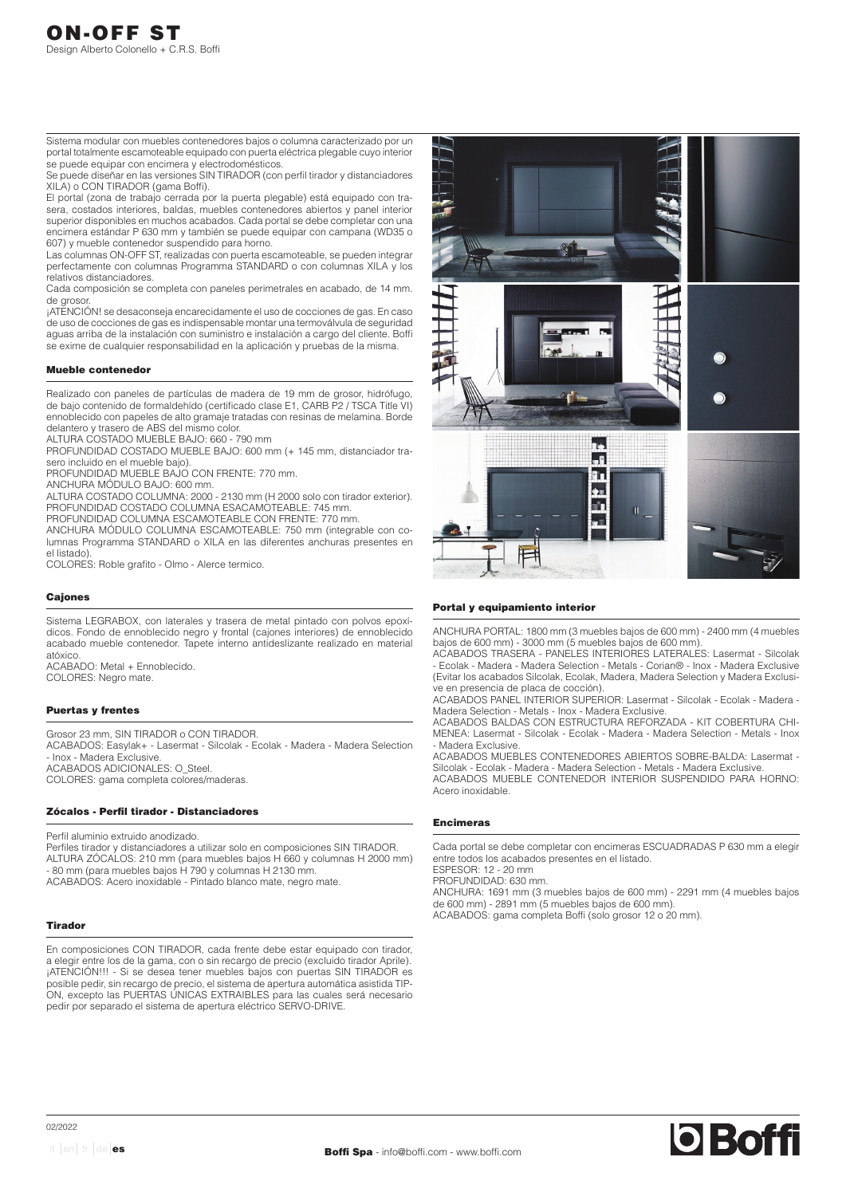# ON-OFF ST

Design Alberto Colonello + C.R.S. Boffi

Sistema modular con muebles contenedores bajos o columna caracterizado por un portal totalmente escamoteable equipado con puerta eléctrica plegable cuyo interior se puede equipar con encimera y electrodomésticos.

Se puede diseñar en las versiones SIN TIRADOR (con perfil tirador y distanciadores XILA) o CON TIRADOR (gama Boffi).

El portal (zona de trabajo cerrada por la puerta plegable) está equipado con trasera, costados interiores, baldas, muebles contenedores abiertos y panel interior superior disponibles en muchos acabados. Cada portal se debe completar con una encimera estándar P 630 mm y también se puede equipar con campana (WD35 o 607) y mueble contenedor suspendido para horno.

Las columnas ON-OFF ST, realizadas con puerta escamoteable, se pueden integrar perfectamente con columnas Programma STANDARD o con columnas XILA y los relativos distanciadores.

Cada composición se completa con paneles perimetrales en acabado, de 14 mm. de grosor.

¡ATENCIÓN! se desaconseja encarecidamente el uso de cocciones de gas. En caso de uso de cocciones de gas es indispensable montar una termoválvula de seguridad aguas arriba de la instalación con suministro e instalación a cargo del cliente. Boffi se exime de cualquier responsabilidad en la aplicación y pruebas de la misma.

### Mueble contenedor

Realizado con paneles de partículas de madera de 19 mm de grosor, hidrófugo, de bajo contenido de formaldehído (certificado clase E1, CARB P2 / TSCA Title VI) ennoblecido con papeles de alto gramaje tratadas con resinas de melamina. Borde delantero y trasero de ABS del mismo color.

ALTURA COSTADO MUEBLE BAJO: 660 - 790 mm

PROFUNDIDAD COSTADO MUEBLE BAJO: 600 mm (+ 145 mm, distanciador trasero incluido en el mueble bajo).

PROFUNDIDAD MUEBLE BAJO CON FRENTE: 770 mm.

ANCHURA MÓDULO BAJO: 600 mm.

ALTURA COSTADO COLUMNA: 2000 - 2130 mm (H 2000 solo con tirador exterior).

PROFUNDIDAD COSTADO COLUMNA ESACAMOTEABLE: 745 mm.

PROFUNDIDAD COLUMNA ESCAMOTEABLE CON FRENTE: 770 mm.

ANCHURA MÓDULO COLUMNA ESCAMOTEABLE: 750 mm (integrable con columnas Programma STANDARD o XILA en las diferentes anchuras presentes en el listado).

COLORES: Roble grafito - Olmo - Alerce termico.

### Cajones

Sistema LEGRABOX, con laterales y trasera de metal pintado con polvos epoxídicos. Fondo de ennoblecido negro y frontal (cajones interiores) de ennoblecido acabado mueble contenedor. Tapete interno antideslizante realizado en material atóxico.

ACABADO: Metal + Ennoblecido.

COLORES: Negro mate.

### Puertas y frentes

Grosor 23 mm, SIN TIRADOR o CON TIRADOR.

ACABADOS: Easylak+ - Lasermat - Silcolak - Ecolak - Madera - Madera Selection - Inox - Madera Exclusive.

ACABADOS ADICIONALES: O_Steel.

COLORES: gama completa colores/maderas.

### Zócalos - Perfil tirador - Distanciadores

Perfil aluminio extruido anodizado.

Perfiles tirador y distanciadores a utilizar solo en composiciones SIN TIRADOR.

ALTURA ZÓCALOS: 210 mm (para muebles bajos H 660 y columnas H 2000 mm) - 80 mm (para muebles bajos H 790 y columnas H 2130 mm.

ACABADOS: Acero inoxidable - Pintado blanco mate, negro mate.

### Tirador

En composiciones CON TIRADOR, cada frente debe estar equipado con tirador, a elegir entre los de la gama, con o sin recargo de precio (excluido tirador Aprile).

¡ATENCIÓN!!! - Si se desea tener muebles bajos con puertas SIN TIRADOR es posible pedir, sin recargo de precio, el sistema de apertura automática asistida TIP-ON, excepto las PUERTAS ÚNICAS EXTRAIBLES para las cuales será necesario pedir por separado el sistema de apertura eléctrico SERVO-DRIVE.

### Portal y equipamiento interior

ANCHURA PORTAL: 1800 mm (3 muebles bajos de 600 mm) - 2400 mm (4 muebles bajos de 600 mm) - 3000 mm (5 muebles bajos de 600 mm).

ACABADOS TRASERA - PANELES INTERIORES LATERALES: Lasermat - Silcolak - Ecolak - Madera - Madera Selection - Metals - Corian® - Inox - Madera Exclusive (Evitar los acabados Silcolak, Ecolak, Madera, Madera Selection y Madera Exclusive en presencia de placa de cocción).

ACABADOS PANEL INTERIOR SUPERIOR: Lasermat - Silcolak - Ecolak - Madera - Madera Selection - Metals - Inox - Madera Exclusive.

ACABADOS BALDAS CON ESTRUCTURA REFORZADA - KIT COBERTURA CHIMENEA: Lasermat - Silcolak - Ecolak - Madera - Madera Selection - Metals - Inox - Madera Exclusive.

ACABADOS MUEBLES CONTENEDORES ABIERTOS SOBRE-BALDA: Lasermat - Silcolak - Ecolak - Madera - Madera Selection - Metals - Madera Exclusive.

ACABADOS MUEBLE CONTENEDOR INTERIOR SUSPENDIDO PARA HORNO: Acero inoxidable.

### Encimeras

Cada portal se debe completar con encimeras ESCUADRADAS P 630 mm a elegir entre todos los acabados presentes en el listado.

ESPESOR: 12 - 20 mm

PROFUNDIDAD: 630 mm.

ANCHURA: 1691 mm (3 muebles bajos de 600 mm) - 2291 mm (4 muebles bajos de 600 mm) - 2891 mm (5 muebles bajos de 600 mm).

ACABADOS: gama completa Boffi (solo grosor 12 o 20 mm).

02/2022

**Boffi Spa** - info@boffi.com - www.boffi.com